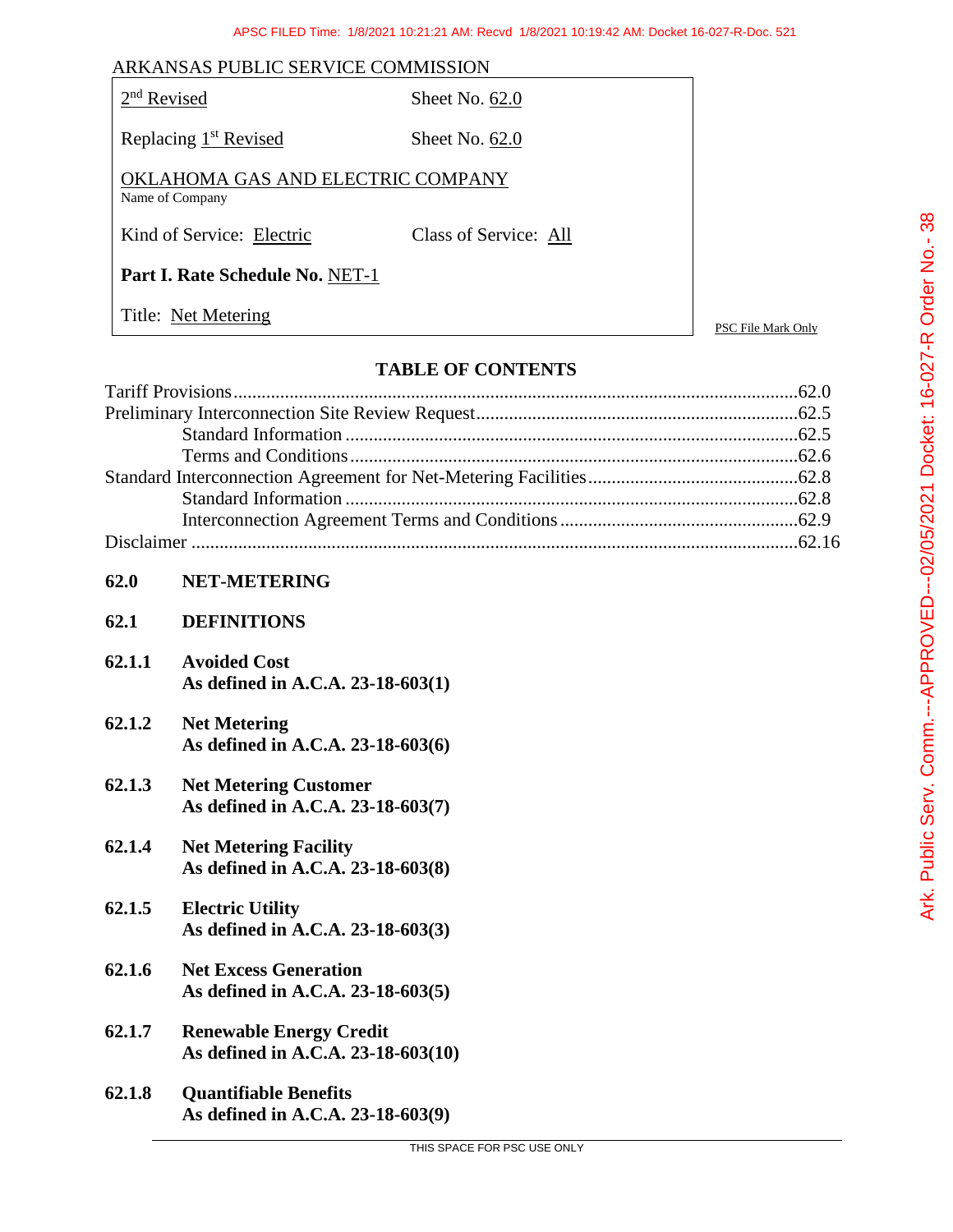ARKANSAS PUBLIC SERVICE COMMISSION

| | |
|---|---|
| 2nd Revised | Sheet No. 62.0 |
| Replacing 1st Revised | Sheet No. 62.0 |
| OKLAHOMA GAS AND ELECTRIC COMPANY<br>Name of Company | |
| Kind of Service: Electric | Class of Service: All |
| **Part I. Rate Schedule No.** NET-1 | |
| Title: Net Metering | |

PSC File Mark Only

## TABLE OF CONTENTS

| | |
|---|---|
| Tariff Provisions | 62.0 |
| Preliminary Interconnection Site Review Request | 62.5 |
| Standard Information | 62.5 |
| Terms and Conditions | 62.6 |
| Standard Interconnection Agreement for Net-Metering Facilities | 62.8 |
| Standard Information | 62.8 |
| Interconnection Agreement Terms and Conditions | 62.9 |
| Disclaimer | 62.16 |

## 62.0 NET-METERING

### 62.1 DEFINITIONS

**62.1.1 Avoided Cost**
**As defined in A.C.A. 23-18-603(1)**

**62.1.2 Net Metering**
**As defined in A.C.A. 23-18-603(6)**

**62.1.3 Net Metering Customer**
**As defined in A.C.A. 23-18-603(7)**

**62.1.4 Net Metering Facility**
**As defined in A.C.A. 23-18-603(8)**

**62.1.5 Electric Utility**
**As defined in A.C.A. 23-18-603(3)**

**62.1.6 Net Excess Generation**
**As defined in A.C.A. 23-18-603(5)**

**62.1.7 Renewable Energy Credit**
**As defined in A.C.A. 23-18-603(10)**

**62.1.8 Quantifiable Benefits**
**As defined in A.C.A. 23-18-603(9)**

THIS SPACE FOR PSC USE ONLY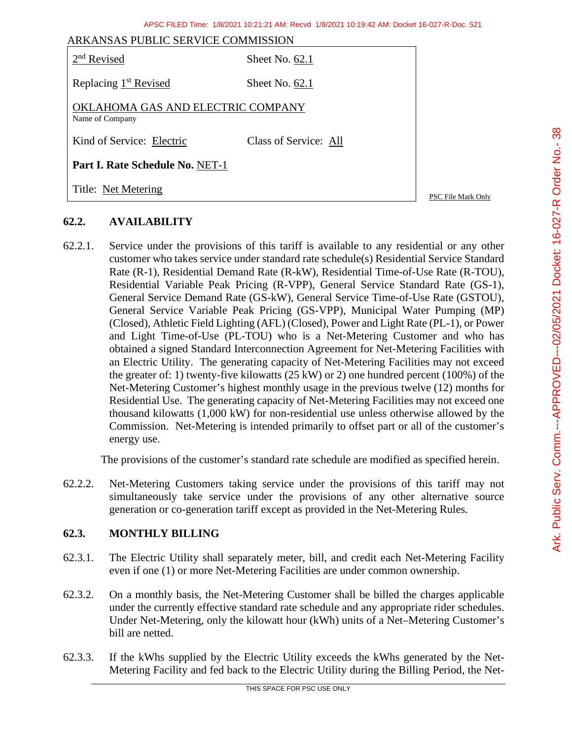ARKANSAS PUBLIC SERVICE COMMISSION

| | |
|---|---|
| 2nd Revised | Sheet No. 62.1 |
| Replacing 1st Revised | Sheet No. 62.1 |
| OKLAHOMA GAS AND ELECTRIC COMPANY<br>Name of Company | |
| Kind of Service: Electric | Class of Service: All |
| **Part I. Rate Schedule No.** NET-1 | |
| Title: Net Metering | |

PSC File Mark Only

## 62.2. AVAILABILITY

62.2.1. Service under the provisions of this tariff is available to any residential or any other customer who takes service under standard rate schedule(s) Residential Service Standard Rate (R-1), Residential Demand Rate (R-kW), Residential Time-of-Use Rate (R-TOU), Residential Variable Peak Pricing (R-VPP), General Service Standard Rate (GS-1), General Service Demand Rate (GS-kW), General Service Time-of-Use Rate (GSTOU), General Service Variable Peak Pricing (GS-VPP), Municipal Water Pumping (MP) (Closed), Athletic Field Lighting (AFL) (Closed), Power and Light Rate (PL-1), or Power and Light Time-of-Use (PL-TOU) who is a Net-Metering Customer and who has obtained a signed Standard Interconnection Agreement for Net-Metering Facilities with an Electric Utility. The generating capacity of Net-Metering Facilities may not exceed the greater of: 1) twenty-five kilowatts (25 kW) or 2) one hundred percent (100%) of the Net-Metering Customer's highest monthly usage in the previous twelve (12) months for Residential Use. The generating capacity of Net-Metering Facilities may not exceed one thousand kilowatts (1,000 kW) for non-residential use unless otherwise allowed by the Commission. Net-Metering is intended primarily to offset part or all of the customer's energy use.

The provisions of the customer's standard rate schedule are modified as specified herein.

62.2.2. Net-Metering Customers taking service under the provisions of this tariff may not simultaneously take service under the provisions of any other alternative source generation or co-generation tariff except as provided in the Net-Metering Rules.

## 62.3. MONTHLY BILLING

62.3.1. The Electric Utility shall separately meter, bill, and credit each Net-Metering Facility even if one (1) or more Net-Metering Facilities are under common ownership.

62.3.2. On a monthly basis, the Net-Metering Customer shall be billed the charges applicable under the currently effective standard rate schedule and any appropriate rider schedules. Under Net-Metering, only the kilowatt hour (kWh) units of a Net–Metering Customer's bill are netted.

62.3.3. If the kWhs supplied by the Electric Utility exceeds the kWhs generated by the Net-Metering Facility and fed back to the Electric Utility during the Billing Period, the Net-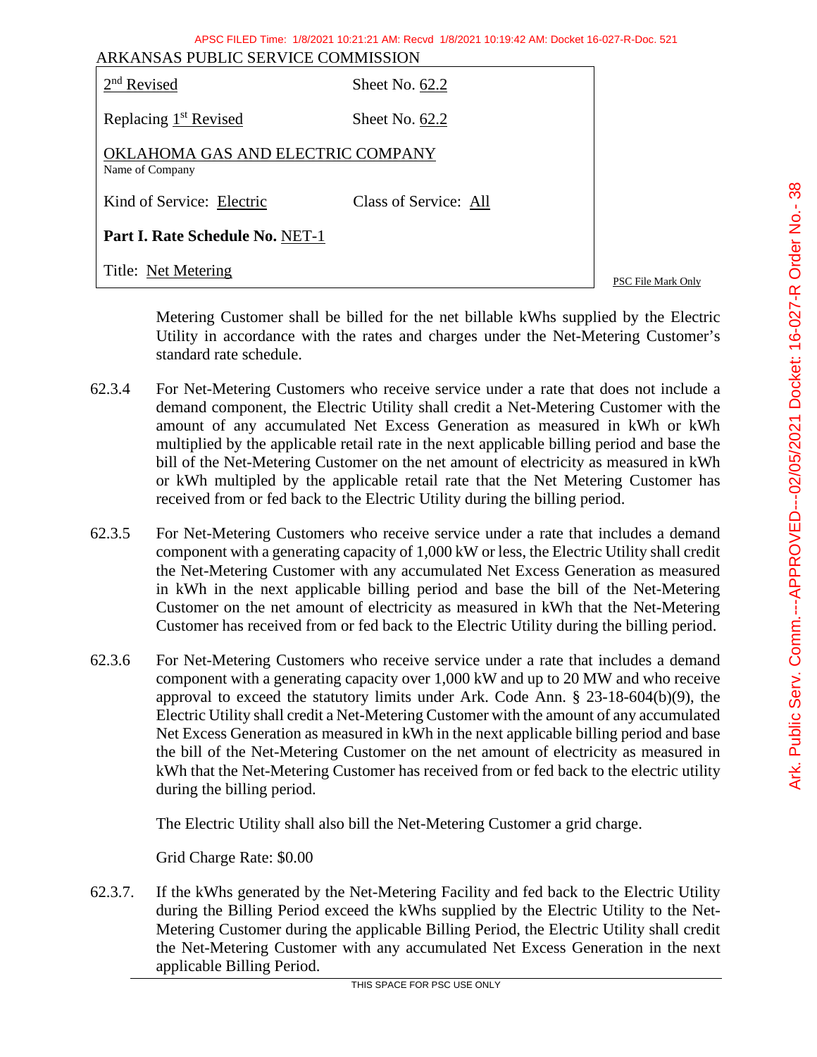ARKANSAS PUBLIC SERVICE COMMISSION

| 2nd Revised | Sheet No. 62.2 |
|---|---|
| Replacing 1st Revised | Sheet No. 62.2 |
| OKLAHOMA GAS AND ELECTRIC COMPANY<br>Name of Company | |
| Kind of Service: Electric | Class of Service: All |
| **Part I. Rate Schedule No.** NET-1 | |
| Title: Net Metering | |

PSC File Mark Only

Metering Customer shall be billed for the net billable kWhs supplied by the Electric Utility in accordance with the rates and charges under the Net-Metering Customer's standard rate schedule.

62.3.4 For Net-Metering Customers who receive service under a rate that does not include a demand component, the Electric Utility shall credit a Net-Metering Customer with the amount of any accumulated Net Excess Generation as measured in kWh or kWh multiplied by the applicable retail rate in the next applicable billing period and base the bill of the Net-Metering Customer on the net amount of electricity as measured in kWh or kWh multipled by the applicable retail rate that the Net Metering Customer has received from or fed back to the Electric Utility during the billing period.

62.3.5 For Net-Metering Customers who receive service under a rate that includes a demand component with a generating capacity of 1,000 kW or less, the Electric Utility shall credit the Net-Metering Customer with any accumulated Net Excess Generation as measured in kWh in the next applicable billing period and base the bill of the Net-Metering Customer on the net amount of electricity as measured in kWh that the Net-Metering Customer has received from or fed back to the Electric Utility during the billing period.

62.3.6 For Net-Metering Customers who receive service under a rate that includes a demand component with a generating capacity over 1,000 kW and up to 20 MW and who receive approval to exceed the statutory limits under Ark. Code Ann. § 23-18-604(b)(9), the Electric Utility shall credit a Net-Metering Customer with the amount of any accumulated Net Excess Generation as measured in kWh in the next applicable billing period and base the bill of the Net-Metering Customer on the net amount of electricity as measured in kWh that the Net-Metering Customer has received from or fed back to the electric utility during the billing period.

The Electric Utility shall also bill the Net-Metering Customer a grid charge.

Grid Charge Rate: $0.00

62.3.7. If the kWhs generated by the Net-Metering Facility and fed back to the Electric Utility during the Billing Period exceed the kWhs supplied by the Electric Utility to the Net-Metering Customer during the applicable Billing Period, the Electric Utility shall credit the Net-Metering Customer with any accumulated Net Excess Generation in the next applicable Billing Period.

THIS SPACE FOR PSC USE ONLY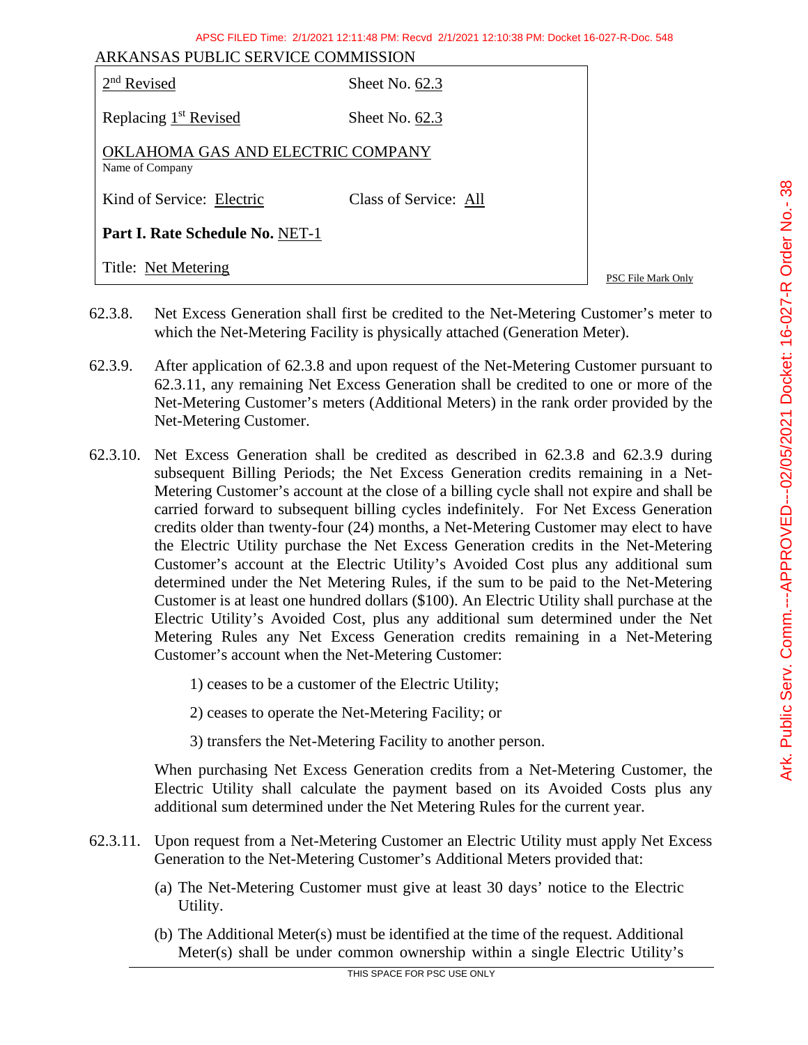ARKANSAS PUBLIC SERVICE COMMISSION

| | |
|---|---|
| 2nd Revised | Sheet No. 62.3 |
| Replacing 1st Revised | Sheet No. 62.3 |
| OKLAHOMA GAS AND ELECTRIC COMPANY<br>Name of Company | |
| Kind of Service: Electric | Class of Service: All |
| **Part I. Rate Schedule No.** NET-1 | |
| Title: Net Metering | |

PSC File Mark Only

62.3.8. Net Excess Generation shall first be credited to the Net-Metering Customer's meter to which the Net-Metering Facility is physically attached (Generation Meter).

62.3.9. After application of 62.3.8 and upon request of the Net-Metering Customer pursuant to 62.3.11, any remaining Net Excess Generation shall be credited to one or more of the Net-Metering Customer's meters (Additional Meters) in the rank order provided by the Net-Metering Customer.

62.3.10. Net Excess Generation shall be credited as described in 62.3.8 and 62.3.9 during subsequent Billing Periods; the Net Excess Generation credits remaining in a Net-Metering Customer's account at the close of a billing cycle shall not expire and shall be carried forward to subsequent billing cycles indefinitely. For Net Excess Generation credits older than twenty-four (24) months, a Net-Metering Customer may elect to have the Electric Utility purchase the Net Excess Generation credits in the Net-Metering Customer's account at the Electric Utility's Avoided Cost plus any additional sum determined under the Net Metering Rules, if the sum to be paid to the Net-Metering Customer is at least one hundred dollars ($100). An Electric Utility shall purchase at the Electric Utility's Avoided Cost, plus any additional sum determined under the Net Metering Rules any Net Excess Generation credits remaining in a Net-Metering Customer's account when the Net-Metering Customer:

1) ceases to be a customer of the Electric Utility;

2) ceases to operate the Net-Metering Facility; or

3) transfers the Net-Metering Facility to another person.

When purchasing Net Excess Generation credits from a Net-Metering Customer, the Electric Utility shall calculate the payment based on its Avoided Costs plus any additional sum determined under the Net Metering Rules for the current year.

62.3.11. Upon request from a Net-Metering Customer an Electric Utility must apply Net Excess Generation to the Net-Metering Customer's Additional Meters provided that:

(a) The Net-Metering Customer must give at least 30 days' notice to the Electric Utility.

(b) The Additional Meter(s) must be identified at the time of the request. Additional Meter(s) shall be under common ownership within a single Electric Utility's

THIS SPACE FOR PSC USE ONLY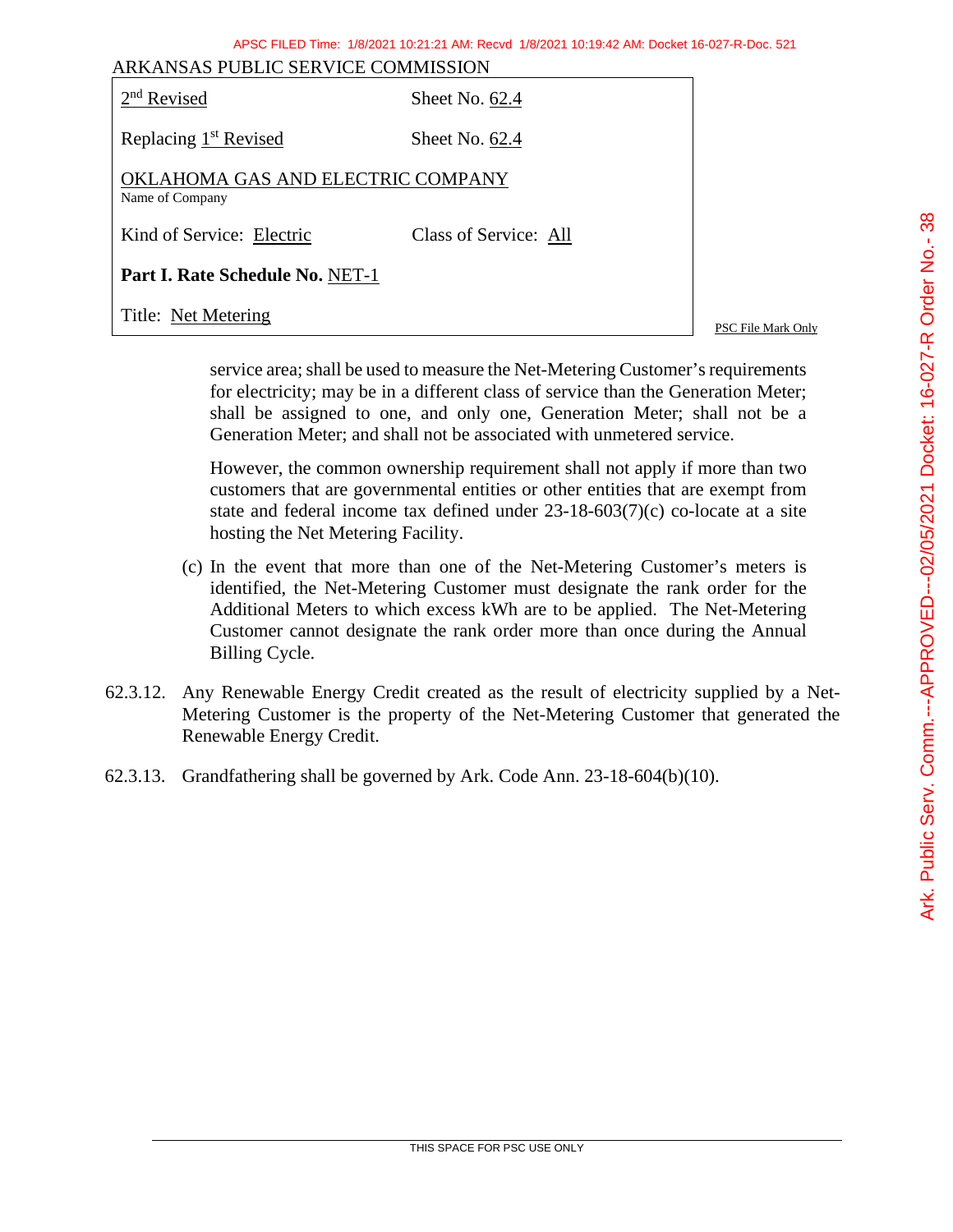service area; shall be used to measure the Net-Metering Customer's requirements for electricity; may be in a different class of service than the Generation Meter; shall be assigned to one, and only one, Generation Meter; shall not be a Generation Meter; and shall not be associated with unmetered service.

However, the common ownership requirement shall not apply if more than two customers that are governmental entities or other entities that are exempt from state and federal income tax defined under 23-18-603(7)(c) co-locate at a site hosting the Net Metering Facility.

(c) In the event that more than one of the Net-Metering Customer's meters is identified, the Net-Metering Customer must designate the rank order for the Additional Meters to which excess kWh are to be applied. The Net-Metering Customer cannot designate the rank order more than once during the Annual Billing Cycle.

62.3.12. Any Renewable Energy Credit created as the result of electricity supplied by a Net-Metering Customer is the property of the Net-Metering Customer that generated the Renewable Energy Credit.

62.3.13. Grandfathering shall be governed by Ark. Code Ann. 23-18-604(b)(10).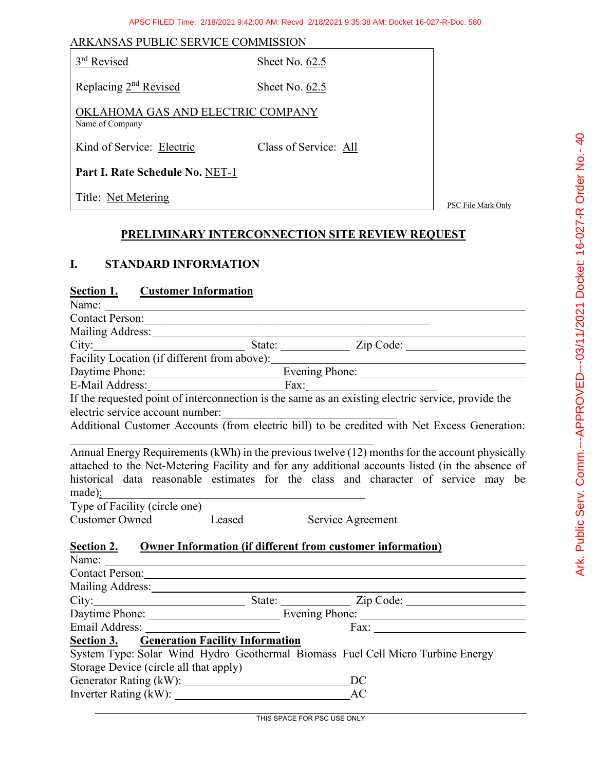ARKANSAS PUBLIC SERVICE COMMISSION

| | |
|---|---|
| 3rd Revised | Sheet No. 62.5 |
| Replacing 2nd Revised | Sheet No. 62.5 |
| OKLAHOMA GAS AND ELECTRIC COMPANY<br>Name of Company | |
| Kind of Service: Electric | Class of Service: All |
| **Part I. Rate Schedule No.** NET-1 | |
| Title: Net Metering | |

PSC File Mark Only

## PRELIMINARY INTERCONNECTION SITE REVIEW REQUEST

### I. STANDARD INFORMATION

**Section 1. Customer Information**

Name: ______________________________

Contact Person: ______________________________

Mailing Address: ______________________________

City: ______________ State: __________ Zip Code: ______________

Facility Location (if different from above): ______________________________

Daytime Phone: ______________ Evening Phone: ______________

E-Mail Address: ______________ Fax: ______________

If the requested point of interconnection is the same as an existing electric service, provide the electric service account number: ______________

Additional Customer Accounts (from electric bill) to be credited with Net Excess Generation: ______________________________

Annual Energy Requirements (kWh) in the previous twelve (12) months for the account physically attached to the Net-Metering Facility and for any additional accounts listed (in the absence of historical data reasonable estimates for the class and character of service may be made): ______________________________

Type of Facility (circle one)

Customer Owned  Leased  Service Agreement

**Section 2. Owner Information (if different from customer information)**

Name: ______________________________

Contact Person: ______________________________

Mailing Address: ______________________________

City: ______________ State: __________ Zip Code: ______________

Daytime Phone: ______________ Evening Phone: ______________

Email Address: ______________ Fax: ______________

**Section 3. Generation Facility Information**

System Type: Solar Wind Hydro Geothermal Biomass Fuel Cell Micro Turbine Energy Storage Device (circle all that apply)

Generator Rating (kW): ______________ DC

Inverter Rating (kW): ______________ AC

THIS SPACE FOR PSC USE ONLY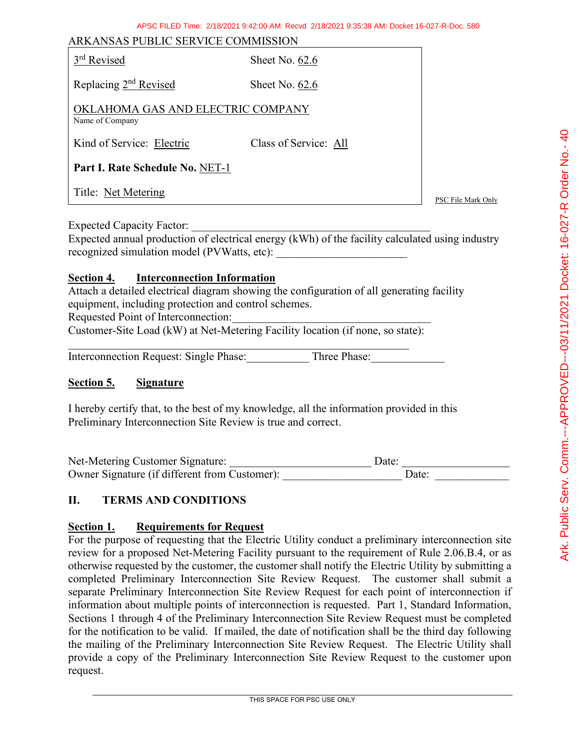ARKANSAS PUBLIC SERVICE COMMISSION

| 3rd Revised | Sheet No. 62.6 |
|---|---|
| Replacing 2nd Revised | Sheet No. 62.6 |
| OKLAHOMA GAS AND ELECTRIC COMPANY<br>Name of Company | |
| Kind of Service: Electric | Class of Service: All |
| **Part I. Rate Schedule No.** NET-1 | |
| Title: Net Metering | |

PSC File Mark Only

Expected Capacity Factor: ___________________________________________

Expected annual production of electrical energy (kWh) of the facility calculated using industry recognized simulation model (PVWatts, etc): _______________________

## Section 4. Interconnection Information

Attach a detailed electrical diagram showing the configuration of all generating facility equipment, including protection and control schemes.

Requested Point of Interconnection:___________________________________

Customer-Site Load (kW) at Net-Metering Facility location (if none, so state):

______________________________________________________________

Interconnection Request: Single Phase:___________ Three Phase:_____________

## Section 5. Signature

I hereby certify that, to the best of my knowledge, all the information provided in this Preliminary Interconnection Site Review is true and correct.

Net-Metering Customer Signature: ________________________ Date: ___________________

Owner Signature (if different from Customer): ____________________ Date: _____________

# II. TERMS AND CONDITIONS

## Section 1. Requirements for Request

For the purpose of requesting that the Electric Utility conduct a preliminary interconnection site review for a proposed Net-Metering Facility pursuant to the requirement of Rule 2.06.B.4, or as otherwise requested by the customer, the customer shall notify the Electric Utility by submitting a completed Preliminary Interconnection Site Review Request. The customer shall submit a separate Preliminary Interconnection Site Review Request for each point of interconnection if information about multiple points of interconnection is requested. Part 1, Standard Information, Sections 1 through 4 of the Preliminary Interconnection Site Review Request must be completed for the notification to be valid. If mailed, the date of notification shall be the third day following the mailing of the Preliminary Interconnection Site Review Request. The Electric Utility shall provide a copy of the Preliminary Interconnection Site Review Request to the customer upon request.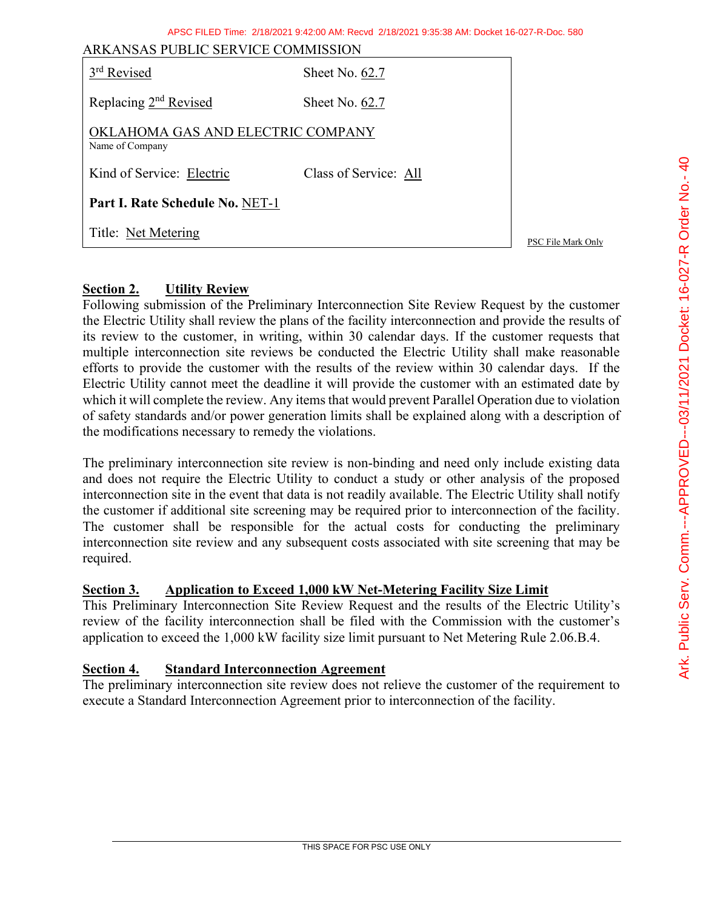ARKANSAS PUBLIC SERVICE COMMISSION

| | |
|---|---|
| 3rd Revised | Sheet No. 62.7 |
| Replacing 2nd Revised | Sheet No. 62.7 |
| OKLAHOMA GAS AND ELECTRIC COMPANY (Name of Company) | |
| Kind of Service: Electric | Class of Service: All |
| **Part I. Rate Schedule No.** NET-1 | |
| Title: Net Metering | |

PSC File Mark Only

**Section 2. Utility Review**

Following submission of the Preliminary Interconnection Site Review Request by the customer the Electric Utility shall review the plans of the facility interconnection and provide the results of its review to the customer, in writing, within 30 calendar days. If the customer requests that multiple interconnection site reviews be conducted the Electric Utility shall make reasonable efforts to provide the customer with the results of the review within 30 calendar days. If the Electric Utility cannot meet the deadline it will provide the customer with an estimated date by which it will complete the review. Any items that would prevent Parallel Operation due to violation of safety standards and/or power generation limits shall be explained along with a description of the modifications necessary to remedy the violations.

The preliminary interconnection site review is non-binding and need only include existing data and does not require the Electric Utility to conduct a study or other analysis of the proposed interconnection site in the event that data is not readily available. The Electric Utility shall notify the customer if additional site screening may be required prior to interconnection of the facility. The customer shall be responsible for the actual costs for conducting the preliminary interconnection site review and any subsequent costs associated with site screening that may be required.

**Section 3. Application to Exceed 1,000 kW Net-Metering Facility Size Limit**

This Preliminary Interconnection Site Review Request and the results of the Electric Utility's review of the facility interconnection shall be filed with the Commission with the customer's application to exceed the 1,000 kW facility size limit pursuant to Net Metering Rule 2.06.B.4.

**Section 4. Standard Interconnection Agreement**

The preliminary interconnection site review does not relieve the customer of the requirement to execute a Standard Interconnection Agreement prior to interconnection of the facility.

THIS SPACE FOR PSC USE ONLY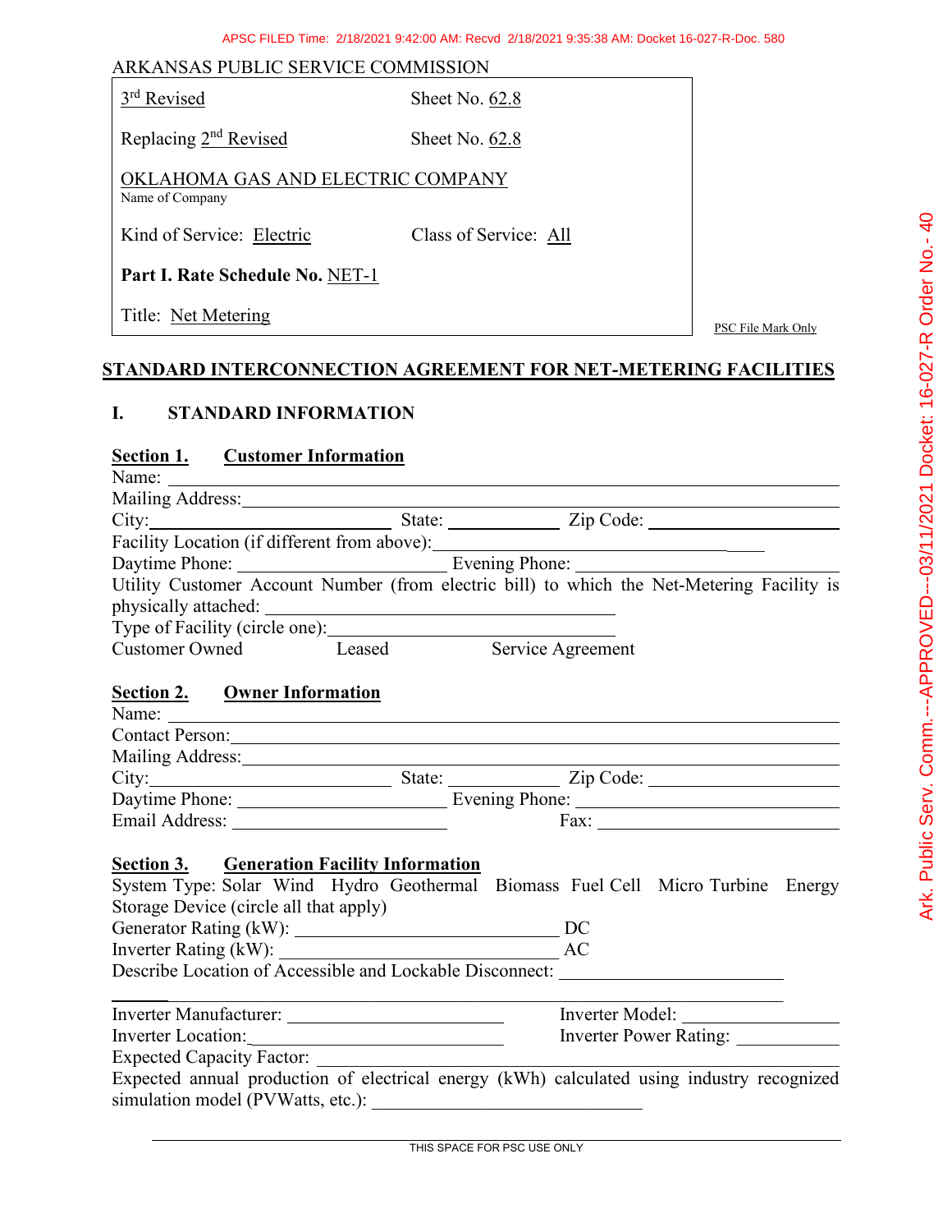APSC FILED Time: 2/18/2021 9:42:00 AM: Recvd 2/18/2021 9:35:38 AM: Docket 16-027-R-Doc. 580

ARKANSAS PUBLIC SERVICE COMMISSION

| | |
|---|---|
| 3rd Revised | Sheet No. 62.8 |
| Replacing 2nd Revised | Sheet No. 62.8 |
| OKLAHOMA GAS AND ELECTRIC COMPANY<br>Name of Company | |
| Kind of Service: Electric | Class of Service: All |
| **Part I. Rate Schedule No.** NET-1 | |
| Title: Net Metering | |

PSC File Mark Only

Ark. Public Serv. Comm.---APPROVED---03/11/2021 Docket: 16-027-R Order No. - 40

## STANDARD INTERCONNECTION AGREEMENT FOR NET-METERING FACILITIES

### I. STANDARD INFORMATION

**Section 1. Customer Information**

Name: ______________________________

Mailing Address: ______________________________

City: ______________ State: __________ Zip Code: ______________

Facility Location (if different from above): ______________________________

Daytime Phone: ______________ Evening Phone: ______________

Utility Customer Account Number (from electric bill) to which the Net-Metering Facility is physically attached: ______________________________

Type of Facility (circle one): ______________________________

Customer Owned  Leased  Service Agreement

**Section 2. Owner Information**

Name: ______________________________

Contact Person: ______________________________

Mailing Address: ______________________________

City: ______________ State: __________ Zip Code: ______________

Daytime Phone: ______________ Evening Phone: ______________

Email Address: ______________ Fax: ______________

**Section 3. Generation Facility Information**

System Type: Solar Wind Hydro Geothermal Biomass Fuel Cell Micro Turbine Energy Storage Device (circle all that apply)

Generator Rating (kW): ______________ DC

Inverter Rating (kW): ______________ AC

Describe Location of Accessible and Lockable Disconnect: ______________________________

______________________________

Inverter Manufacturer: ______________ Inverter Model: ______________

Inverter Location: ______________ Inverter Power Rating: ______________

Expected Capacity Factor: ______________________________

Expected annual production of electrical energy (kWh) calculated using industry recognized simulation model (PVWatts, etc.): ______________________________

THIS SPACE FOR PSC USE ONLY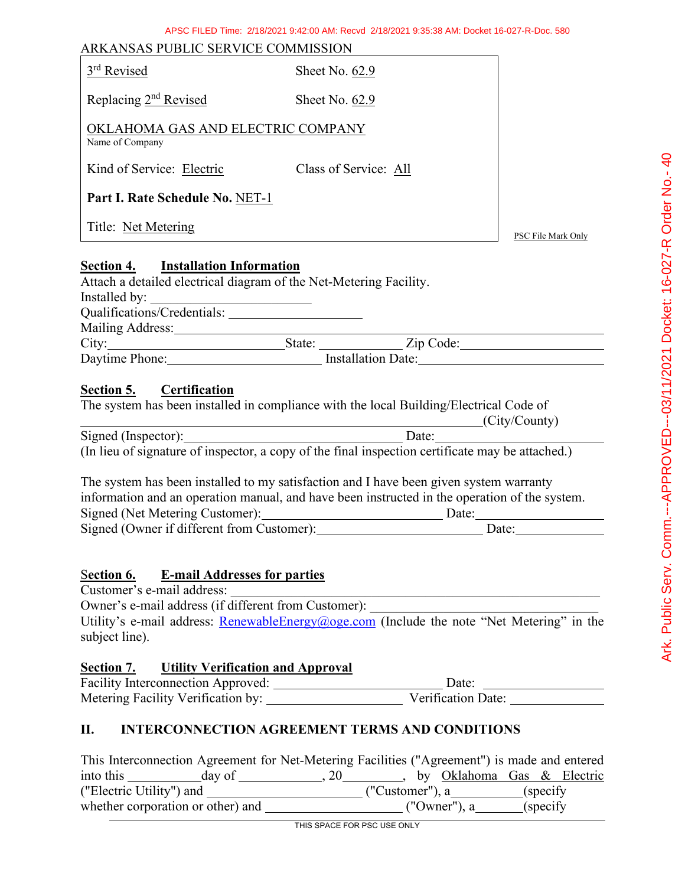ARKANSAS PUBLIC SERVICE COMMISSION

| | |
|---|---|
| 3rd Revised | Sheet No. 62.9 |
| Replacing 2nd Revised | Sheet No. 62.9 |
| OKLAHOMA GAS AND ELECTRIC COMPANY<br>Name of Company | |
| Kind of Service: Electric | Class of Service: All |
| **Part I. Rate Schedule No.** NET-1 | |
| Title: Net Metering | |

PSC File Mark Only

**Section 4. Installation Information**

Attach a detailed electrical diagram of the Net-Metering Facility.

Installed by: ______________________

Qualifications/Credentials: ____________________

Mailing Address: ________________________________________________

City: ______________________ State: ____________ Zip Code: ____________________

Daytime Phone: ____________________ Installation Date: ________________________

**Section 5. Certification**

The system has been installed in compliance with the local Building/Electrical Code of

________________________________________________________(City/County)

Signed (Inspector): ______________________________ Date: ____________________

(In lieu of signature of inspector, a copy of the final inspection certificate may be attached.)

The system has been installed to my satisfaction and I have been given system warranty information and an operation manual, and have been instructed in the operation of the system.

Signed (Net Metering Customer): ________________________ Date: ________________

Signed (Owner if different from Customer): ______________________ Date: ____________

**Section 6. E-mail Addresses for parties**

Customer's e-mail address: ______________________________________________________

Owner's e-mail address (if different from Customer): _______________________________

Utility's e-mail address: RenewableEnergy@oge.com (Include the note "Net Metering" in the subject line).

**Section 7. Utility Verification and Approval**

Facility Interconnection Approved: ______________________ Date: ________________

Metering Facility Verification by: __________________ Verification Date: ____________

## II. INTERCONNECTION AGREEMENT TERMS AND CONDITIONS

This Interconnection Agreement for Net-Metering Facilities ("Agreement") is made and entered into this __________day of ____________, 20________, by Oklahoma Gas & Electric ("Electric Utility") and ______________________ ("Customer"), a__________(specify whether corporation or other) and ____________________ ("Owner"), a_______(specify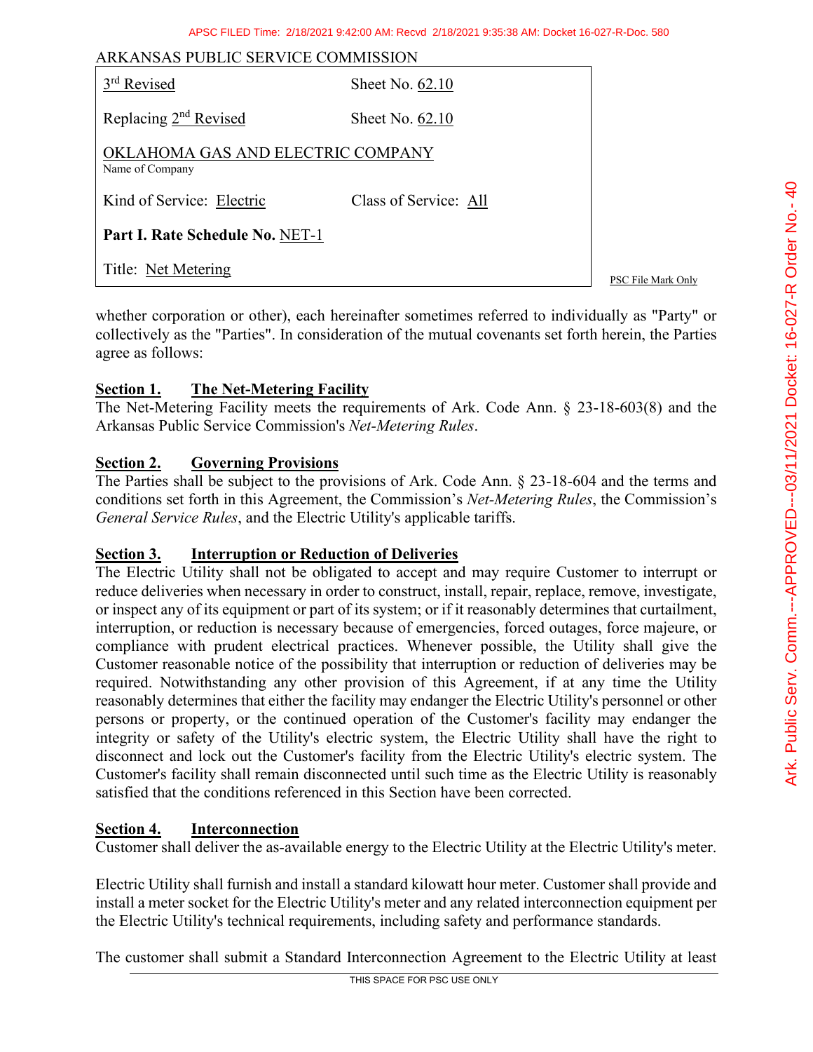whether corporation or other), each hereinafter sometimes referred to individually as "Party" or collectively as the "Parties". In consideration of the mutual covenants set forth herein, the Parties agree as follows:

**Section 1. The Net-Metering Facility**

The Net-Metering Facility meets the requirements of Ark. Code Ann. § 23-18-603(8) and the Arkansas Public Service Commission's *Net-Metering Rules*.

**Section 2. Governing Provisions**

The Parties shall be subject to the provisions of Ark. Code Ann. § 23-18-604 and the terms and conditions set forth in this Agreement, the Commission's *Net-Metering Rules*, the Commission's *General Service Rules*, and the Electric Utility's applicable tariffs.

**Section 3. Interruption or Reduction of Deliveries**

The Electric Utility shall not be obligated to accept and may require Customer to interrupt or reduce deliveries when necessary in order to construct, install, repair, replace, remove, investigate, or inspect any of its equipment or part of its system; or if it reasonably determines that curtailment, interruption, or reduction is necessary because of emergencies, forced outages, force majeure, or compliance with prudent electrical practices. Whenever possible, the Utility shall give the Customer reasonable notice of the possibility that interruption or reduction of deliveries may be required. Notwithstanding any other provision of this Agreement, if at any time the Utility reasonably determines that either the facility may endanger the Electric Utility's personnel or other persons or property, or the continued operation of the Customer's facility may endanger the integrity or safety of the Utility's electric system, the Electric Utility shall have the right to disconnect and lock out the Customer's facility from the Electric Utility's electric system. The Customer's facility shall remain disconnected until such time as the Electric Utility is reasonably satisfied that the conditions referenced in this Section have been corrected.

**Section 4. Interconnection**

Customer shall deliver the as-available energy to the Electric Utility at the Electric Utility's meter.

Electric Utility shall furnish and install a standard kilowatt hour meter. Customer shall provide and install a meter socket for the Electric Utility's meter and any related interconnection equipment per the Electric Utility's technical requirements, including safety and performance standards.

The customer shall submit a Standard Interconnection Agreement to the Electric Utility at least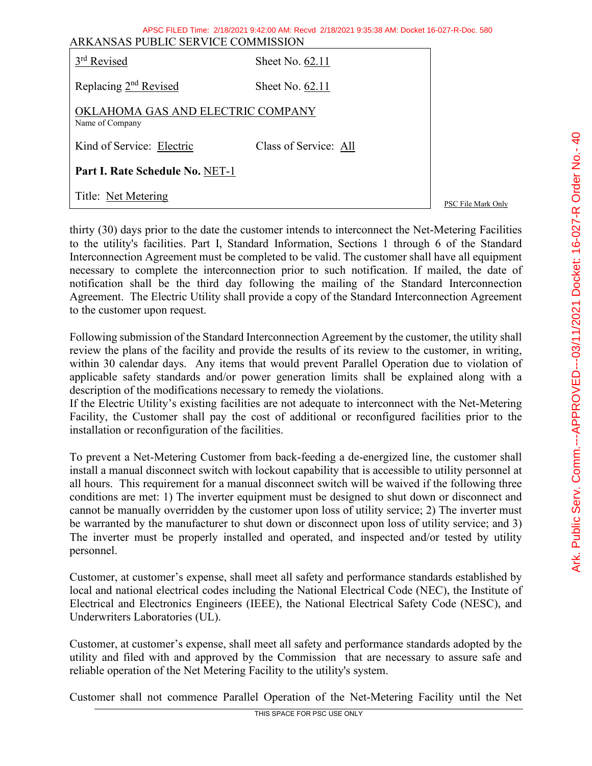thirty (30) days prior to the date the customer intends to interconnect the Net-Metering Facilities to the utility's facilities. Part I, Standard Information, Sections 1 through 6 of the Standard Interconnection Agreement must be completed to be valid. The customer shall have all equipment necessary to complete the interconnection prior to such notification. If mailed, the date of notification shall be the third day following the mailing of the Standard Interconnection Agreement. The Electric Utility shall provide a copy of the Standard Interconnection Agreement to the customer upon request.

Following submission of the Standard Interconnection Agreement by the customer, the utility shall review the plans of the facility and provide the results of its review to the customer, in writing, within 30 calendar days. Any items that would prevent Parallel Operation due to violation of applicable safety standards and/or power generation limits shall be explained along with a description of the modifications necessary to remedy the violations.
If the Electric Utility's existing facilities are not adequate to interconnect with the Net-Metering Facility, the Customer shall pay the cost of additional or reconfigured facilities prior to the installation or reconfiguration of the facilities.

To prevent a Net-Metering Customer from back-feeding a de-energized line, the customer shall install a manual disconnect switch with lockout capability that is accessible to utility personnel at all hours. This requirement for a manual disconnect switch will be waived if the following three conditions are met: 1) The inverter equipment must be designed to shut down or disconnect and cannot be manually overridden by the customer upon loss of utility service; 2) The inverter must be warranted by the manufacturer to shut down or disconnect upon loss of utility service; and 3) The inverter must be properly installed and operated, and inspected and/or tested by utility personnel.

Customer, at customer's expense, shall meet all safety and performance standards established by local and national electrical codes including the National Electrical Code (NEC), the Institute of Electrical and Electronics Engineers (IEEE), the National Electrical Safety Code (NESC), and Underwriters Laboratories (UL).

Customer, at customer's expense, shall meet all safety and performance standards adopted by the utility and filed with and approved by the Commission that are necessary to assure safe and reliable operation of the Net Metering Facility to the utility's system.

Customer shall not commence Parallel Operation of the Net-Metering Facility until the Net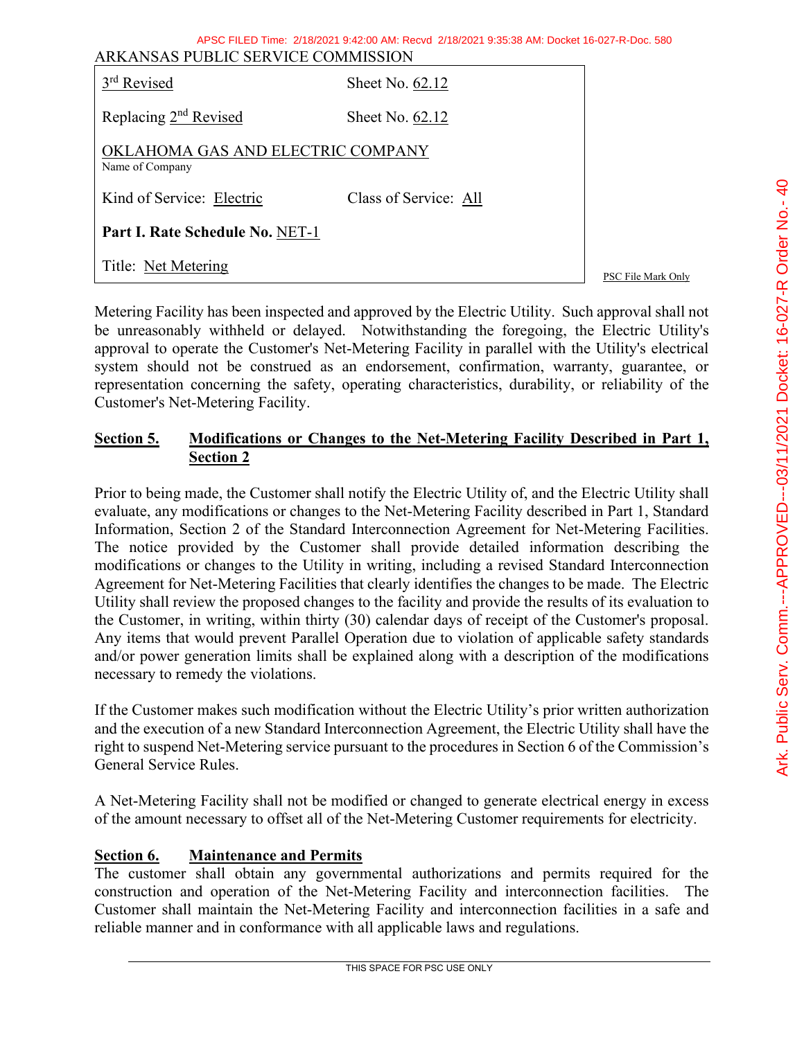Metering Facility has been inspected and approved by the Electric Utility. Such approval shall not be unreasonably withheld or delayed. Notwithstanding the foregoing, the Electric Utility's approval to operate the Customer's Net-Metering Facility in parallel with the Utility's electrical system should not be construed as an endorsement, confirmation, warranty, guarantee, or representation concerning the safety, operating characteristics, durability, or reliability of the Customer's Net-Metering Facility.

## Section 5. Modifications or Changes to the Net-Metering Facility Described in Part 1, Section 2

Prior to being made, the Customer shall notify the Electric Utility of, and the Electric Utility shall evaluate, any modifications or changes to the Net-Metering Facility described in Part 1, Standard Information, Section 2 of the Standard Interconnection Agreement for Net-Metering Facilities. The notice provided by the Customer shall provide detailed information describing the modifications or changes to the Utility in writing, including a revised Standard Interconnection Agreement for Net-Metering Facilities that clearly identifies the changes to be made. The Electric Utility shall review the proposed changes to the facility and provide the results of its evaluation to the Customer, in writing, within thirty (30) calendar days of receipt of the Customer's proposal. Any items that would prevent Parallel Operation due to violation of applicable safety standards and/or power generation limits shall be explained along with a description of the modifications necessary to remedy the violations.

If the Customer makes such modification without the Electric Utility's prior written authorization and the execution of a new Standard Interconnection Agreement, the Electric Utility shall have the right to suspend Net-Metering service pursuant to the procedures in Section 6 of the Commission's General Service Rules.

A Net-Metering Facility shall not be modified or changed to generate electrical energy in excess of the amount necessary to offset all of the Net-Metering Customer requirements for electricity.

## Section 6. Maintenance and Permits

The customer shall obtain any governmental authorizations and permits required for the construction and operation of the Net-Metering Facility and interconnection facilities. The Customer shall maintain the Net-Metering Facility and interconnection facilities in a safe and reliable manner and in conformance with all applicable laws and regulations.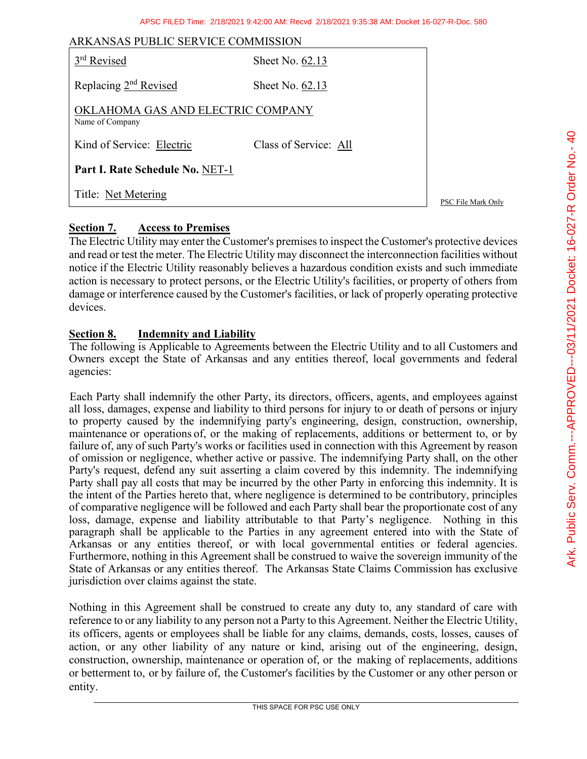ARKANSAS PUBLIC SERVICE COMMISSION

| 3rd Revised | Sheet No. 62.13 |
|---|---|
| Replacing 2nd Revised | Sheet No. 62.13 |
| OKLAHOMA GAS AND ELECTRIC COMPANY<br>Name of Company | |
| Kind of Service: Electric | Class of Service: All |
| **Part I. Rate Schedule No.** NET-1 | |
| Title: Net Metering | |

PSC File Mark Only

## Section 7. Access to Premises

The Electric Utility may enter the Customer's premises to inspect the Customer's protective devices and read or test the meter. The Electric Utility may disconnect the interconnection facilities without notice if the Electric Utility reasonably believes a hazardous condition exists and such immediate action is necessary to protect persons, or the Electric Utility's facilities, or property of others from damage or interference caused by the Customer's facilities, or lack of properly operating protective devices.

## Section 8. Indemnity and Liability

The following is Applicable to Agreements between the Electric Utility and to all Customers and Owners except the State of Arkansas and any entities thereof, local governments and federal agencies:

Each Party shall indemnify the other Party, its directors, officers, agents, and employees against all loss, damages, expense and liability to third persons for injury to or death of persons or injury to property caused by the indemnifying party's engineering, design, construction, ownership, maintenance or operations of, or the making of replacements, additions or betterment to, or by failure of, any of such Party's works or facilities used in connection with this Agreement by reason of omission or negligence, whether active or passive. The indemnifying Party shall, on the other Party's request, defend any suit asserting a claim covered by this indemnity. The indemnifying Party shall pay all costs that may be incurred by the other Party in enforcing this indemnity. It is the intent of the Parties hereto that, where negligence is determined to be contributory, principles of comparative negligence will be followed and each Party shall bear the proportionate cost of any loss, damage, expense and liability attributable to that Party's negligence. Nothing in this paragraph shall be applicable to the Parties in any agreement entered into with the State of Arkansas or any entities thereof, or with local governmental entities or federal agencies. Furthermore, nothing in this Agreement shall be construed to waive the sovereign immunity of the State of Arkansas or any entities thereof. The Arkansas State Claims Commission has exclusive jurisdiction over claims against the state.

Nothing in this Agreement shall be construed to create any duty to, any standard of care with reference to or any liability to any person not a Party to this Agreement. Neither the Electric Utility, its officers, agents or employees shall be liable for any claims, demands, costs, losses, causes of action, or any other liability of any nature or kind, arising out of the engineering, design, construction, ownership, maintenance or operation of, or the making of replacements, additions or betterment to, or by failure of, the Customer's facilities by the Customer or any other person or entity.

THIS SPACE FOR PSC USE ONLY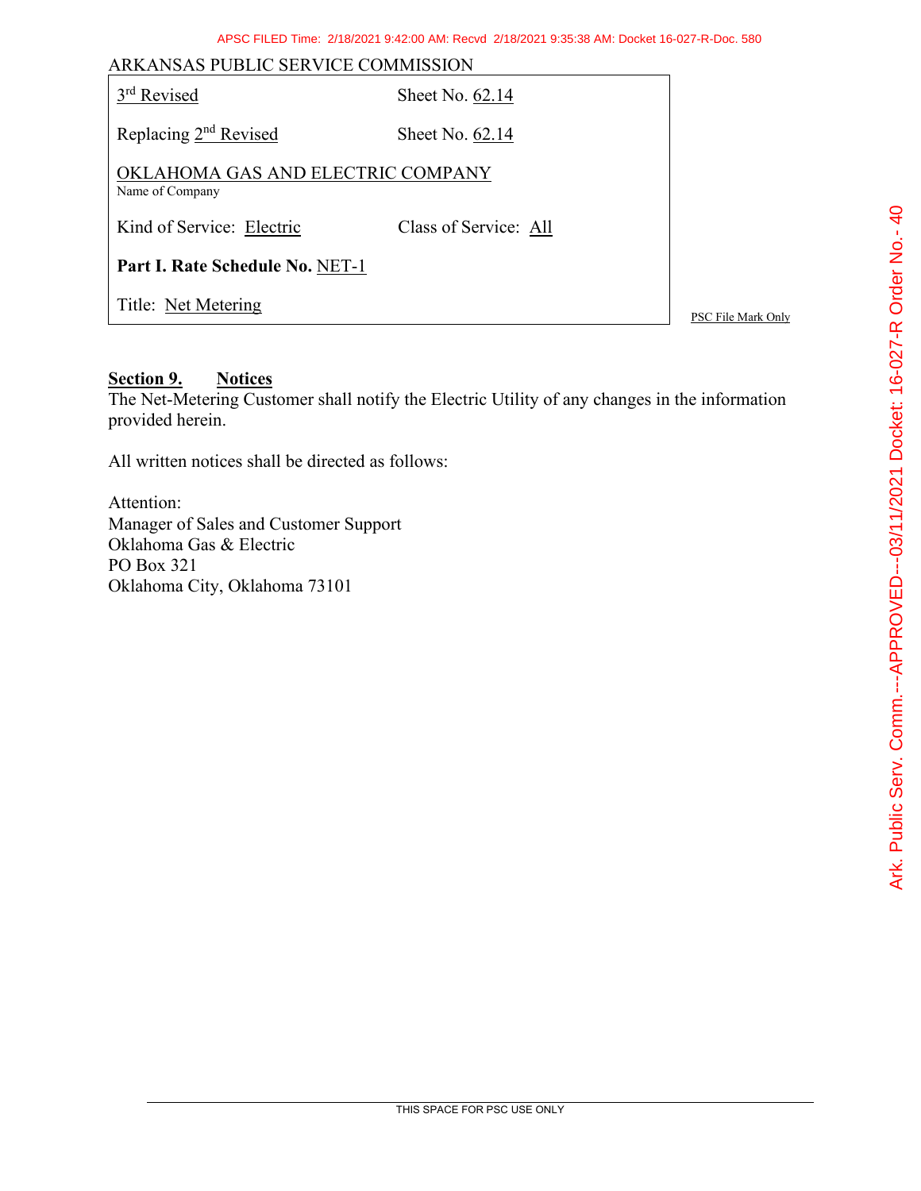ARKANSAS PUBLIC SERVICE COMMISSION

| 3rd Revised | Sheet No. 62.14 |
|---|---|
| Replacing 2nd Revised | Sheet No. 62.14 |
| OKLAHOMA GAS AND ELECTRIC COMPANY (Name of Company) | |
| Kind of Service: Electric | Class of Service: All |
| **Part I. Rate Schedule No.** NET-1 | |
| Title: Net Metering | |

PSC File Mark Only

**Section 9. Notices**

The Net-Metering Customer shall notify the Electric Utility of any changes in the information provided herein.

All written notices shall be directed as follows:

Attention:
Manager of Sales and Customer Support
Oklahoma Gas & Electric
PO Box 321
Oklahoma City, Oklahoma 73101

THIS SPACE FOR PSC USE ONLY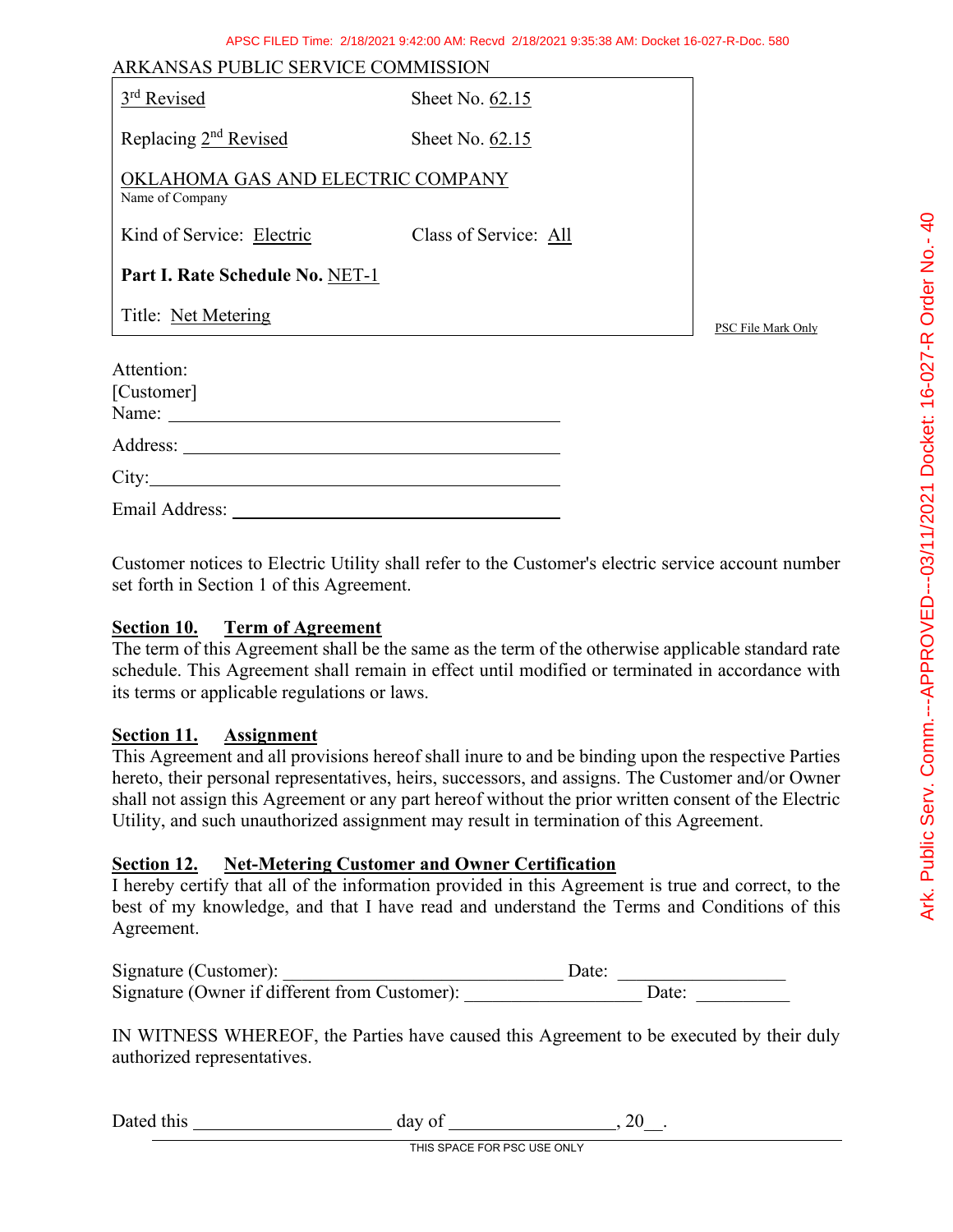ARKANSAS PUBLIC SERVICE COMMISSION

| 3rd Revised | Sheet No. 62.15 |
|---|---|
| Replacing 2nd Revised | Sheet No. 62.15 |
| OKLAHOMA GAS AND ELECTRIC COMPANY<br>Name of Company | |
| Kind of Service: Electric | Class of Service: All |
| **Part I. Rate Schedule No.** NET-1 | |
| Title: Net Metering | |

PSC File Mark Only

Attention:
[Customer]
Name: ______________________________________

Address: ____________________________________

City:_______________________________________

Email Address: ______________________________

Customer notices to Electric Utility shall refer to the Customer's electric service account number set forth in Section 1 of this Agreement.

**Section 10. Term of Agreement**

The term of this Agreement shall be the same as the term of the otherwise applicable standard rate schedule. This Agreement shall remain in effect until modified or terminated in accordance with its terms or applicable regulations or laws.

**Section 11. Assignment**

This Agreement and all provisions hereof shall inure to and be binding upon the respective Parties hereto, their personal representatives, heirs, successors, and assigns. The Customer and/or Owner shall not assign this Agreement or any part hereof without the prior written consent of the Electric Utility, and such unauthorized assignment may result in termination of this Agreement.

**Section 12. Net-Metering Customer and Owner Certification**

I hereby certify that all of the information provided in this Agreement is true and correct, to the best of my knowledge, and that I have read and understand the Terms and Conditions of this Agreement.

Signature (Customer): ______________________________ Date: __________________
Signature (Owner if different from Customer): ___________________ Date: __________

IN WITNESS WHEREOF, the Parties have caused this Agreement to be executed by their duly authorized representatives.

Dated this _____________________ day of _________________, 20__.

THIS SPACE FOR PSC USE ONLY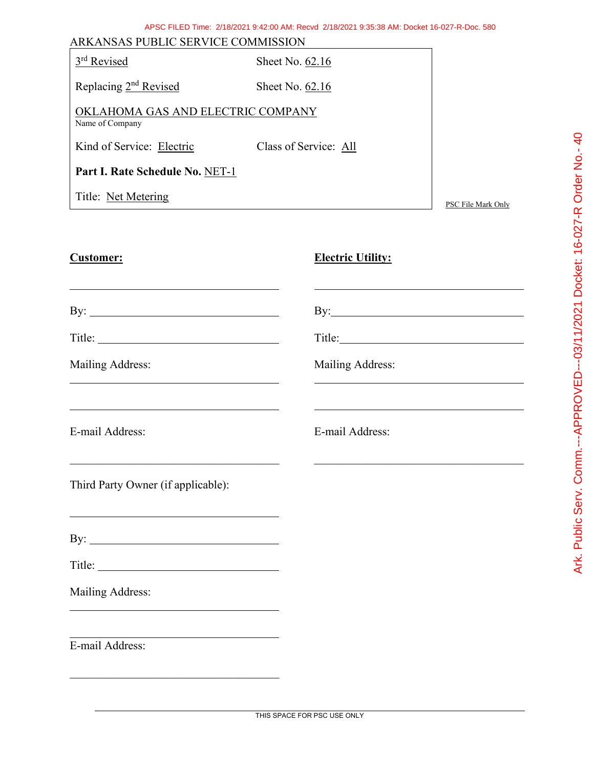ARKANSAS PUBLIC SERVICE COMMISSION

| 3rd Revised | Sheet No. 62.16 |
|---|---|
| Replacing 2nd Revised | Sheet No. 62.16 |
| OKLAHOMA GAS AND ELECTRIC COMPANY<br>Name of Company | |
| Kind of Service: Electric | Class of Service: All |
| **Part I. Rate Schedule No.** NET-1 | |
| Title: Net Metering | |

PSC File Mark Only

**Customer:**

\_\_\_\_\_\_\_\_\_\_\_\_\_\_\_\_\_\_\_\_\_\_\_\_\_\_\_\_\_\_\_\_\_\_\_\_

By: \_\_\_\_\_\_\_\_\_\_\_\_\_\_\_\_\_\_\_\_\_\_\_\_\_\_\_\_\_\_\_\_

Title: \_\_\_\_\_\_\_\_\_\_\_\_\_\_\_\_\_\_\_\_\_\_\_\_\_\_\_\_\_\_\_

Mailing Address:

\_\_\_\_\_\_\_\_\_\_\_\_\_\_\_\_\_\_\_\_\_\_\_\_\_\_\_\_\_\_\_\_\_\_\_\_

\_\_\_\_\_\_\_\_\_\_\_\_\_\_\_\_\_\_\_\_\_\_\_\_\_\_\_\_\_\_\_\_\_\_\_\_

E-mail Address:

\_\_\_\_\_\_\_\_\_\_\_\_\_\_\_\_\_\_\_\_\_\_\_\_\_\_\_\_\_\_\_\_\_\_\_\_

Third Party Owner (if applicable):

\_\_\_\_\_\_\_\_\_\_\_\_\_\_\_\_\_\_\_\_\_\_\_\_\_\_\_\_\_\_\_\_\_\_\_\_

By: \_\_\_\_\_\_\_\_\_\_\_\_\_\_\_\_\_\_\_\_\_\_\_\_\_\_\_\_\_\_\_\_

Title: \_\_\_\_\_\_\_\_\_\_\_\_\_\_\_\_\_\_\_\_\_\_\_\_\_\_\_\_\_\_\_

Mailing Address:

\_\_\_\_\_\_\_\_\_\_\_\_\_\_\_\_\_\_\_\_\_\_\_\_\_\_\_\_\_\_\_\_\_\_\_\_

\_\_\_\_\_\_\_\_\_\_\_\_\_\_\_\_\_\_\_\_\_\_\_\_\_\_\_\_\_\_\_\_\_\_\_\_

E-mail Address:

\_\_\_\_\_\_\_\_\_\_\_\_\_\_\_\_\_\_\_\_\_\_\_\_\_\_\_\_\_\_\_\_\_\_\_\_

**Electric Utility:**

\_\_\_\_\_\_\_\_\_\_\_\_\_\_\_\_\_\_\_\_\_\_\_\_\_\_\_\_\_\_\_\_\_\_\_\_

By: \_\_\_\_\_\_\_\_\_\_\_\_\_\_\_\_\_\_\_\_\_\_\_\_\_\_\_\_\_\_\_\_

Title: \_\_\_\_\_\_\_\_\_\_\_\_\_\_\_\_\_\_\_\_\_\_\_\_\_\_\_\_\_\_\_

Mailing Address:

\_\_\_\_\_\_\_\_\_\_\_\_\_\_\_\_\_\_\_\_\_\_\_\_\_\_\_\_\_\_\_\_\_\_\_\_

\_\_\_\_\_\_\_\_\_\_\_\_\_\_\_\_\_\_\_\_\_\_\_\_\_\_\_\_\_\_\_\_\_\_\_\_

E-mail Address:

\_\_\_\_\_\_\_\_\_\_\_\_\_\_\_\_\_\_\_\_\_\_\_\_\_\_\_\_\_\_\_\_\_\_\_\_

THIS SPACE FOR PSC USE ONLY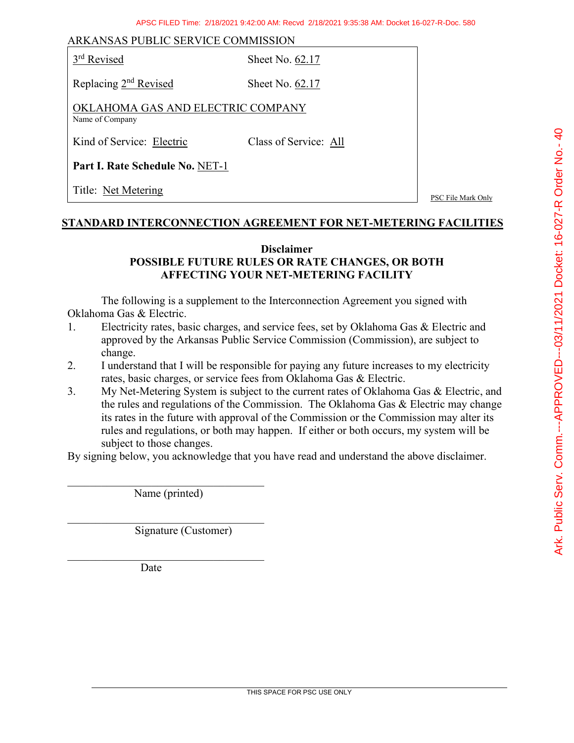APSC FILED Time: 2/18/2021 9:42:00 AM: Recvd 2/18/2021 9:35:38 AM: Docket 16-027-R-Doc. 580

ARKANSAS PUBLIC SERVICE COMMISSION

| | |
|---|---|
| 3rd Revised | Sheet No. 62.17 |
| Replacing 2nd Revised | Sheet No. 62.17 |
| OKLAHOMA GAS AND ELECTRIC COMPANY<br>Name of Company | |
| Kind of Service: Electric | Class of Service: All |
| **Part I. Rate Schedule No.** NET-1 | |
| Title: Net Metering | |

PSC File Mark Only

Ark. Public Serv. Comm.---APPROVED---03/11/2021 Docket: 16-027-R Order No.- 40

## STANDARD INTERCONNECTION AGREEMENT FOR NET-METERING FACILITIES

### Disclaimer
### POSSIBLE FUTURE RULES OR RATE CHANGES, OR BOTH AFFECTING YOUR NET-METERING FACILITY

The following is a supplement to the Interconnection Agreement you signed with Oklahoma Gas & Electric.

1. Electricity rates, basic charges, and service fees, set by Oklahoma Gas & Electric and approved by the Arkansas Public Service Commission (Commission), are subject to change.
2. I understand that I will be responsible for paying any future increases to my electricity rates, basic charges, or service fees from Oklahoma Gas & Electric.
3. My Net-Metering System is subject to the current rates of Oklahoma Gas & Electric, and the rules and regulations of the Commission. The Oklahoma Gas & Electric may change its rates in the future with approval of the Commission or the Commission may alter its rules and regulations, or both may happen. If either or both occurs, my system will be subject to those changes.

By signing below, you acknowledge that you have read and understand the above disclaimer.

______________________________
Name (printed)

______________________________
Signature (Customer)

______________________________
Date

THIS SPACE FOR PSC USE ONLY